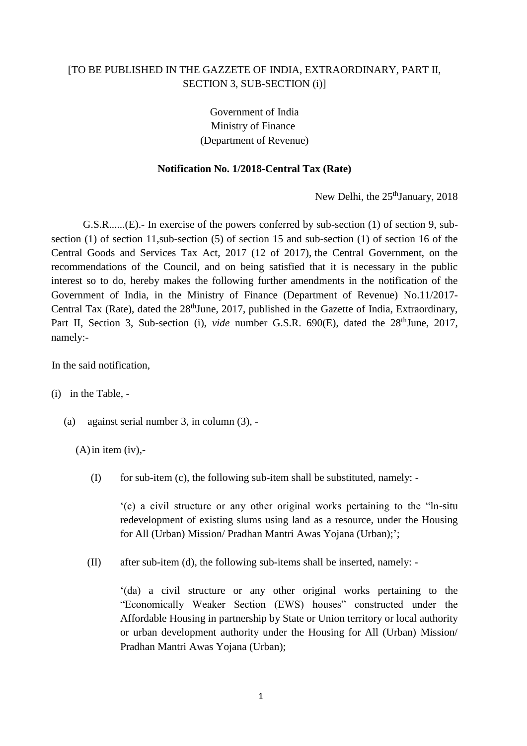[TO BE PUBLISHED IN THE GAZZETE OF INDIA, EXTRAORDINARY, PART II, SECTION 3, SUB-SECTION (i)]

Government of India
Ministry of Finance
(Department of Revenue)

**Notification No. 1/2018-Central Tax (Rate)**

New Delhi, the 25th January, 2018

G.S.R......(E).- In exercise of the powers conferred by sub-section (1) of section 9, sub-section (1) of section 11,sub-section (5) of section 15 and sub-section (1) of section 16 of the Central Goods and Services Tax Act, 2017 (12 of 2017), the Central Government, on the recommendations of the Council, and on being satisfied that it is necessary in the public interest so to do, hereby makes the following further amendments in the notification of the Government of India, in the Ministry of Finance (Department of Revenue) No.11/2017-Central Tax (Rate), dated the 28th June, 2017, published in the Gazette of India, Extraordinary, Part II, Section 3, Sub-section (i), *vide* number G.S.R. 690(E), dated the 28th June, 2017, namely:-

In the said notification,

(i) in the Table, -

(a) against serial number 3, in column (3), -

(A) in item (iv),-

(I) for sub-item (c), the following sub-item shall be substituted, namely: -

'(c) a civil structure or any other original works pertaining to the "ln-situ redevelopment of existing slums using land as a resource, under the Housing for All (Urban) Mission/ Pradhan Mantri Awas Yojana (Urban);';

(II) after sub-item (d), the following sub-items shall be inserted, namely: -

'(da) a civil structure or any other original works pertaining to the "Economically Weaker Section (EWS) houses" constructed under the Affordable Housing in partnership by State or Union territory or local authority or urban development authority under the Housing for All (Urban) Mission/ Pradhan Mantri Awas Yojana (Urban);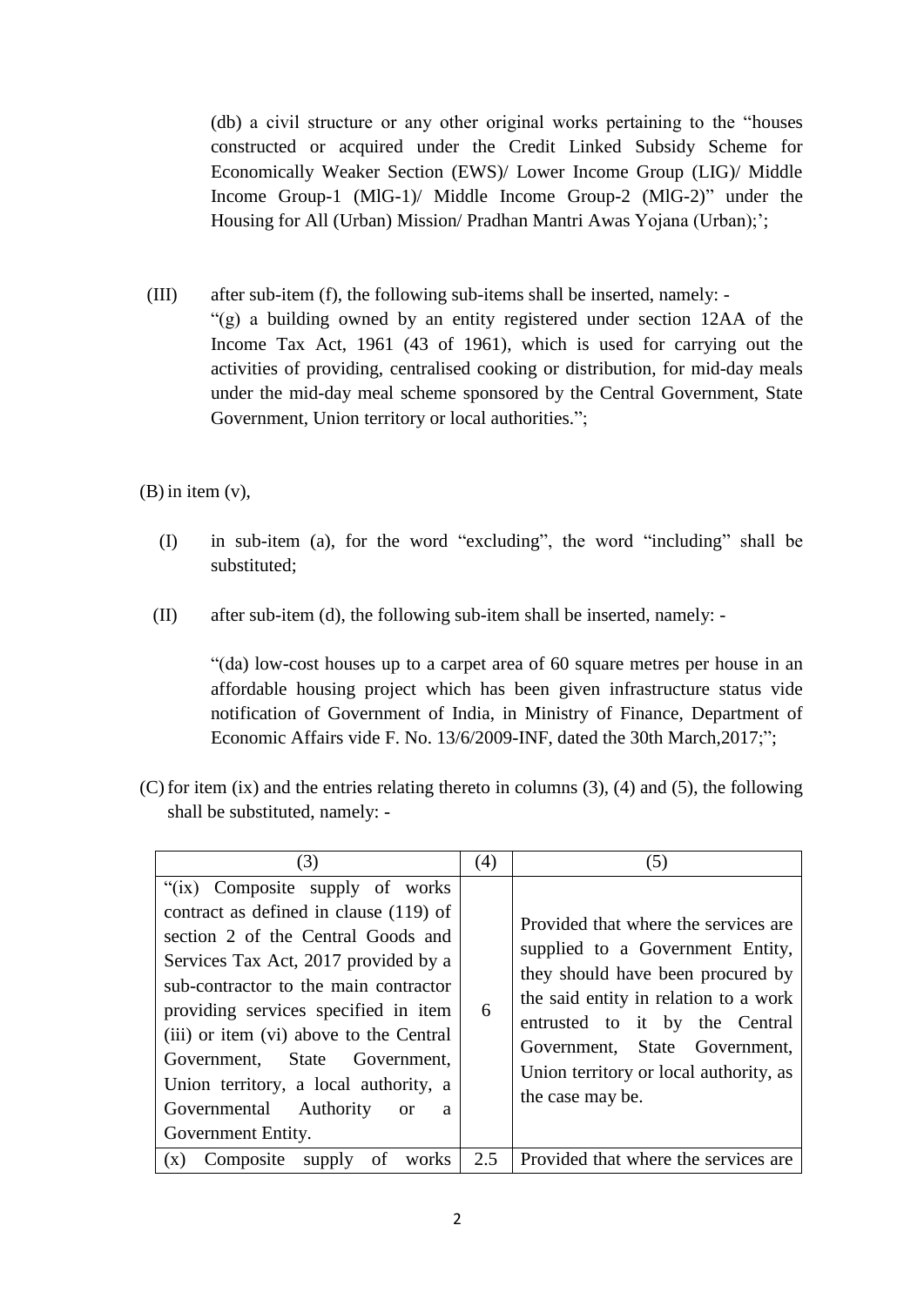(db) a civil structure or any other original works pertaining to the "houses constructed or acquired under the Credit Linked Subsidy Scheme for Economically Weaker Section (EWS)/ Lower Income Group (LIG)/ Middle Income Group-1 (MlG-1)/ Middle Income Group-2 (MlG-2)" under the Housing for All (Urban) Mission/ Pradhan Mantri Awas Yojana (Urban);';

(III) after sub-item (f), the following sub-items shall be inserted, namely: -

"(g) a building owned by an entity registered under section 12AA of the Income Tax Act, 1961 (43 of 1961), which is used for carrying out the activities of providing, centralised cooking or distribution, for mid-day meals under the mid-day meal scheme sponsored by the Central Government, State Government, Union territory or local authorities.";

(B) in item (v),

(I) in sub-item (a), for the word "excluding", the word "including" shall be substituted;

(II) after sub-item (d), the following sub-item shall be inserted, namely: -

"(da) low-cost houses up to a carpet area of 60 square metres per house in an affordable housing project which has been given infrastructure status vide notification of Government of India, in Ministry of Finance, Department of Economic Affairs vide F. No. 13/6/2009-INF, dated the 30th March,2017;";

(C) for item (ix) and the entries relating thereto in columns (3), (4) and (5), the following shall be substituted, namely: -

| (3) | (4) | (5) |
|---|---|---|
| "(ix) Composite supply of works contract as defined in clause (119) of section 2 of the Central Goods and Services Tax Act, 2017 provided by a sub-contractor to the main contractor providing services specified in item (iii) or item (vi) above to the Central Government, State Government, Union territory, a local authority, a Governmental Authority or a Government Entity. | 6 | Provided that where the services are supplied to a Government Entity, they should have been procured by the said entity in relation to a work entrusted to it by the Central Government, State Government, Union territory or local authority, as the case may be. |
| (x) Composite supply of works | 2.5 | Provided that where the services are |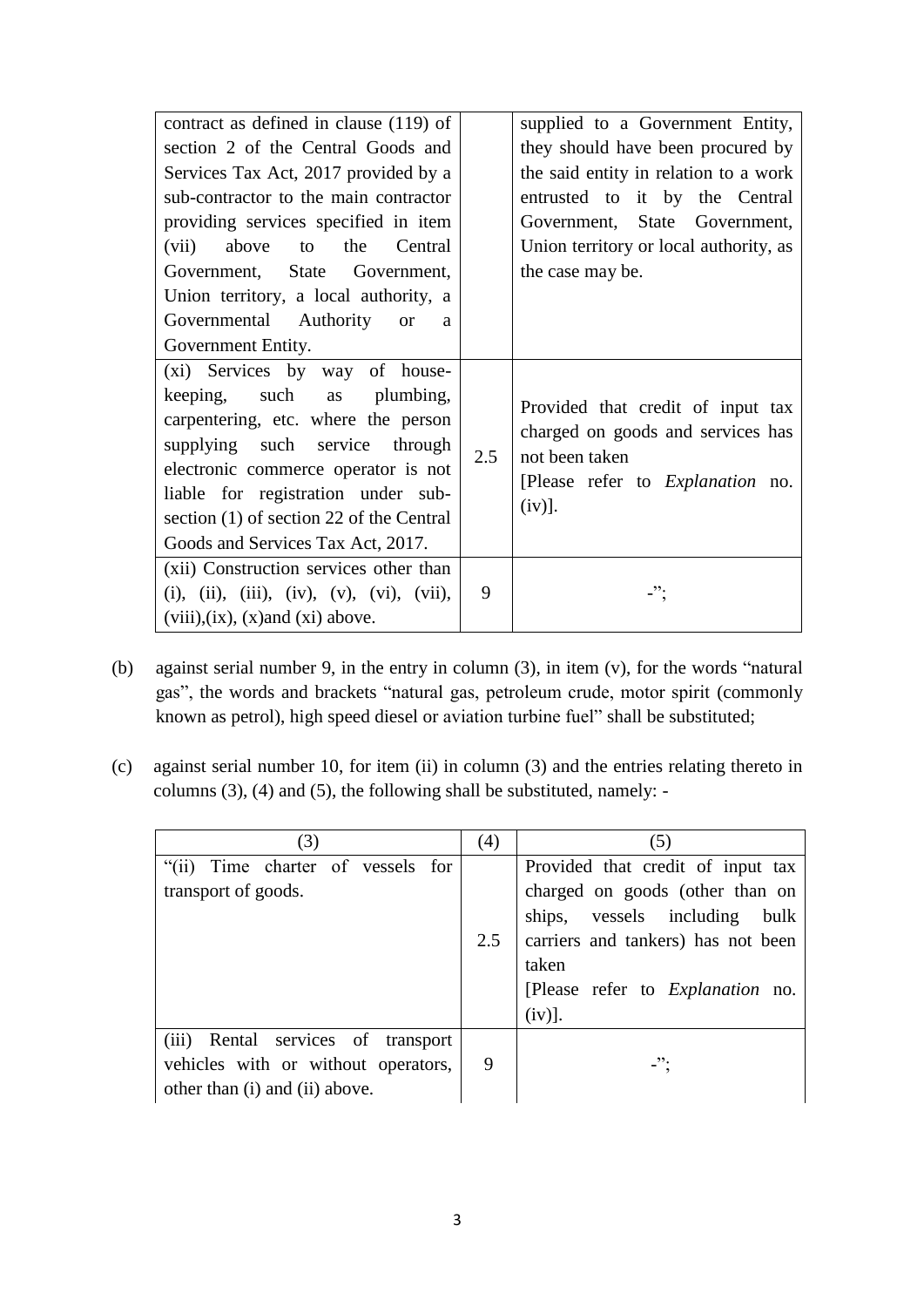| | | |
|---|---|---|
| contract as defined in clause (119) of section 2 of the Central Goods and Services Tax Act, 2017 provided by a sub-contractor to the main contractor providing services specified in item (vii) above to the Central Government, State Government, Union territory, a local authority, a Governmental Authority or a Government Entity. | | supplied to a Government Entity, they should have been procured by the said entity in relation to a work entrusted to it by the Central Government, State Government, Union territory or local authority, as the case may be. |
| (xi) Services by way of house-keeping, such as plumbing, carpentering, etc. where the person supplying such service through electronic commerce operator is not liable for registration under sub-section (1) of section 22 of the Central Goods and Services Tax Act, 2017. | 2.5 | Provided that credit of input tax charged on goods and services has not been taken [Please refer to *Explanation* no. (iv)]. |
| (xii) Construction services other than (i), (ii), (iii), (iv), (v), (vi), (vii), (viii),(ix), (x)and (xi) above. | 9 | -"; |

(b) against serial number 9, in the entry in column (3), in item (v), for the words "natural gas", the words and brackets "natural gas, petroleum crude, motor spirit (commonly known as petrol), high speed diesel or aviation turbine fuel" shall be substituted;

(c) against serial number 10, for item (ii) in column (3) and the entries relating thereto in columns (3), (4) and (5), the following shall be substituted, namely: -

| (3) | (4) | (5) |
|---|---|---|
| "(ii) Time charter of vessels for transport of goods. | 2.5 | Provided that credit of input tax charged on goods (other than on ships, vessels including bulk carriers and tankers) has not been taken [Please refer to *Explanation* no. (iv)]. |
| (iii) Rental services of transport vehicles with or without operators, other than (i) and (ii) above. | 9 | -"; |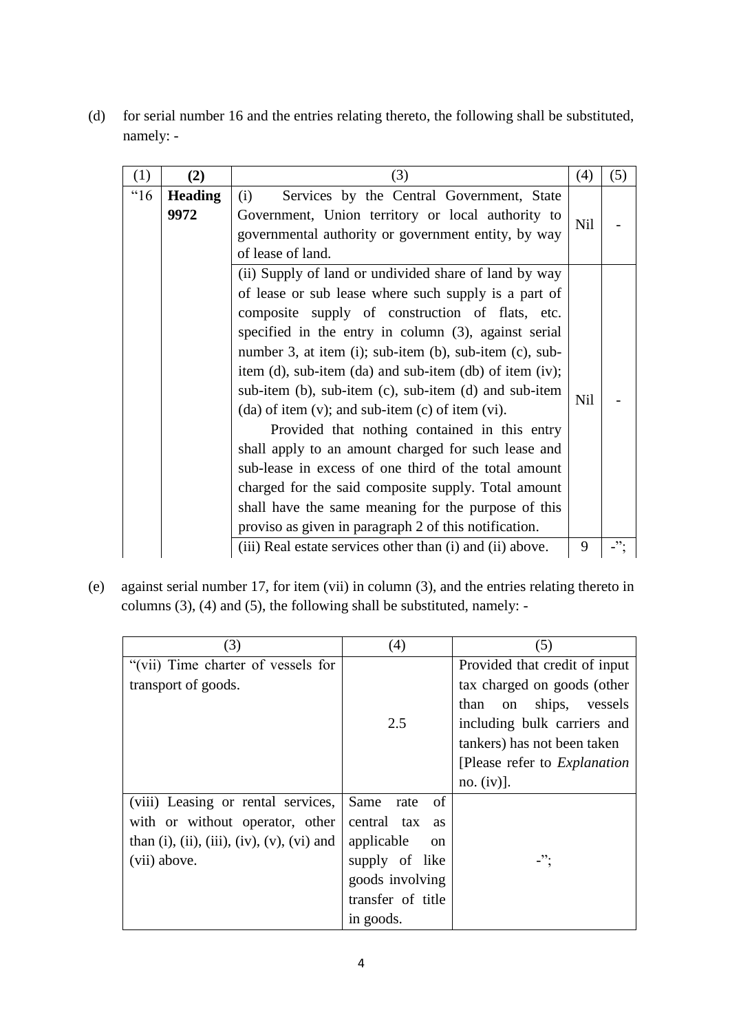(d) for serial number 16 and the entries relating thereto, the following shall be substituted, namely: -

| (1) | (2) | (3) | (4) | (5) |
|---|---|---|---|---|
| "16 | **Heading 9972** | (i) Services by the Central Government, State Government, Union territory or local authority to governmental authority or government entity, by way of lease of land. | Nil | - |
| | | (ii) Supply of land or undivided share of land by way of lease or sub lease where such supply is a part of composite supply of construction of flats, etc. specified in the entry in column (3), against serial number 3, at item (i); sub-item (b), sub-item (c), sub-item (d), sub-item (da) and sub-item (db) of item (iv); sub-item (b), sub-item (c), sub-item (d) and sub-item (da) of item (v); and sub-item (c) of item (vi). Provided that nothing contained in this entry shall apply to an amount charged for such lease and sub-lease in excess of one third of the total amount charged for the said composite supply. Total amount shall have the same meaning for the purpose of this proviso as given in paragraph 2 of this notification. | Nil | - |
| | | (iii) Real estate services other than (i) and (ii) above. | 9 | -"; |

(e) against serial number 17, for item (vii) in column (3), and the entries relating thereto in columns (3), (4) and (5), the following shall be substituted, namely: -

| (3) | (4) | (5) |
|---|---|---|
| "(vii) Time charter of vessels for transport of goods. | 2.5 | Provided that credit of input tax charged on goods (other than on ships, vessels including bulk carriers and tankers) has not been taken [Please refer to *Explanation* no. (iv)]. |
| (viii) Leasing or rental services, with or without operator, other than (i), (ii), (iii), (iv), (v), (vi) and (vii) above. | Same rate of central tax as applicable on supply of like goods involving transfer of title in goods. | -"; |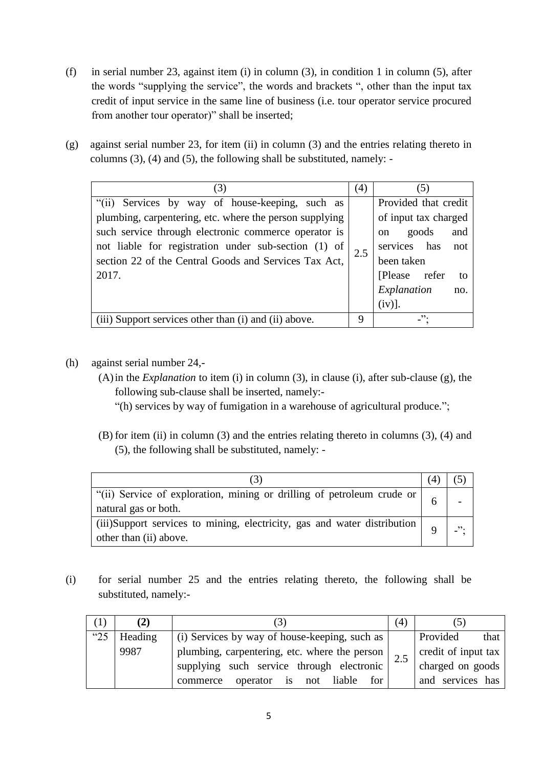(f) in serial number 23, against item (i) in column (3), in condition 1 in column (5), after the words "supplying the service", the words and brackets ", other than the input tax credit of input service in the same line of business (i.e. tour operator service procured from another tour operator)" shall be inserted;

(g) against serial number 23, for item (ii) in column (3) and the entries relating thereto in columns (3), (4) and (5), the following shall be substituted, namely: -

| (3) | (4) | (5) |
|---|---|---|
| "(ii) Services by way of house-keeping, such as plumbing, carpentering, etc. where the person supplying such service through electronic commerce operator is not liable for registration under sub-section (1) of section 22 of the Central Goods and Services Tax Act, 2017. | 2.5 | Provided that credit of input tax charged on goods and services has not been taken [Please refer to *Explanation* no. (iv)]. |
| (iii) Support services other than (i) and (ii) above. | 9 | -"; |

(h) against serial number 24,-

(A) in the *Explanation* to item (i) in column (3), in clause (i), after sub-clause (g), the following sub-clause shall be inserted, namely:-
"(h) services by way of fumigation in a warehouse of agricultural produce.";

(B) for item (ii) in column (3) and the entries relating thereto in columns (3), (4) and (5), the following shall be substituted, namely: -

| (3) | (4) | (5) |
|---|---|---|
| "(ii) Service of exploration, mining or drilling of petroleum crude or natural gas or both. | 6 | - |
| (iii)Support services to mining, electricity, gas and water distribution other than (ii) above. | 9 | -"; |

(i) for serial number 25 and the entries relating thereto, the following shall be substituted, namely:-

| (1) | (2) | (3) | (4) | (5) |
|---|---|---|---|---|
| "25 | Heading 9987 | (i) Services by way of house-keeping, such as plumbing, carpentering, etc. where the person supplying such service through electronic commerce operator is not liable for | 2.5 | Provided that credit of input tax charged on goods and services has |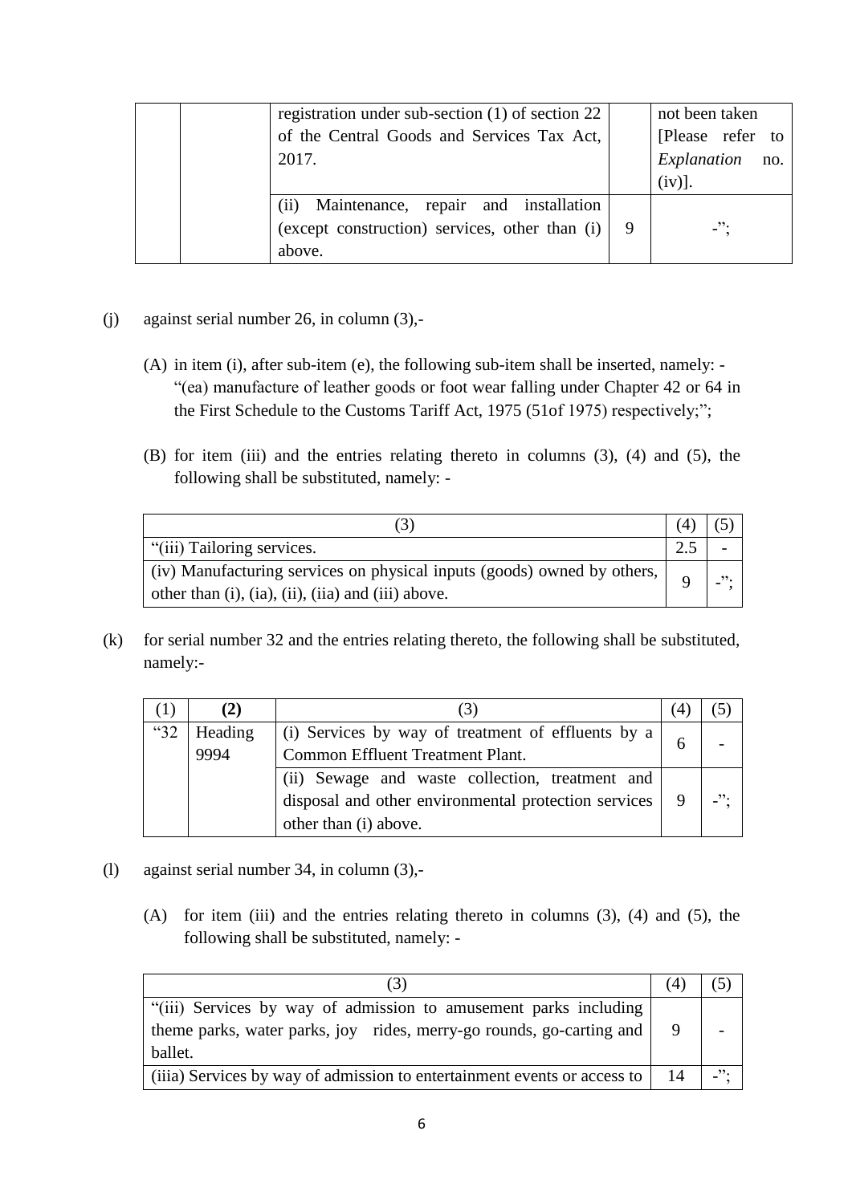|  |  | registration under sub-section (1) of section 22 of the Central Goods and Services Tax Act, 2017. |  | not been taken [Please refer to *Explanation* no. (iv)]. |
|---|---|---|---|---|
|  |  | (ii) Maintenance, repair and installation (except construction) services, other than (i) above. | 9 | -"; |

(j) against serial number 26, in column (3),-

(A) in item (i), after sub-item (e), the following sub-item shall be inserted, namely: - "(ea) manufacture of leather goods or foot wear falling under Chapter 42 or 64 in the First Schedule to the Customs Tariff Act, 1975 (51of 1975) respectively;";

(B) for item (iii) and the entries relating thereto in columns (3), (4) and (5), the following shall be substituted, namely: -

| (3) | (4) | (5) |
|---|---|---|
| "(iii) Tailoring services. | 2.5 | - |
| (iv) Manufacturing services on physical inputs (goods) owned by others, other than (i), (ia), (ii), (iia) and (iii) above. | 9 | -"; |

(k) for serial number 32 and the entries relating thereto, the following shall be substituted, namely:-

| (1) | **(2)** | (3) | (4) | (5) |
|---|---|---|---|---|
| "32 | Heading 9994 | (i) Services by way of treatment of effluents by a Common Effluent Treatment Plant. | 6 | - |
|  |  | (ii) Sewage and waste collection, treatment and disposal and other environmental protection services other than (i) above. | 9 | -"; |

(l) against serial number 34, in column (3),-

(A) for item (iii) and the entries relating thereto in columns (3), (4) and (5), the following shall be substituted, namely: -

| (3) | (4) | (5) |
|---|---|---|
| "(iii) Services by way of admission to amusement parks including theme parks, water parks, joy rides, merry-go rounds, go-carting and ballet. | 9 | - |
| (iiia) Services by way of admission to entertainment events or access to | 14 | -"; |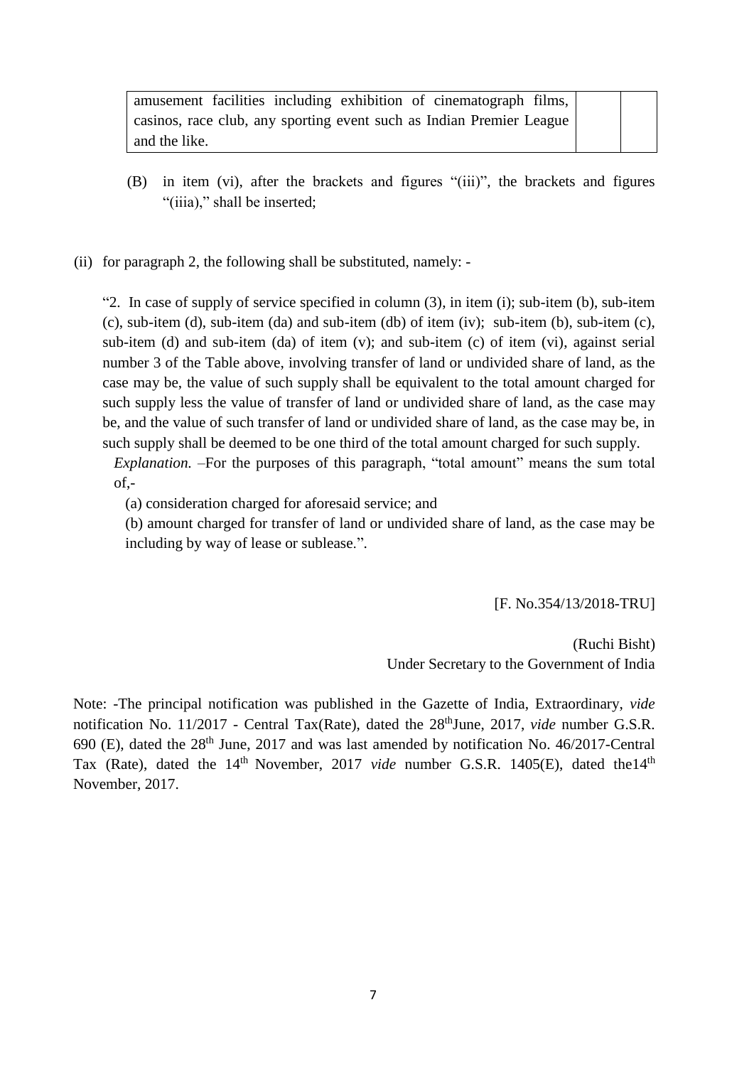| | | |
|---|---|---|
| amusement facilities including exhibition of cinematograph films, casinos, race club, any sporting event such as Indian Premier League and the like. | | |

(B) in item (vi), after the brackets and figures "(iii)", the brackets and figures "(iiia)," shall be inserted;

(ii) for paragraph 2, the following shall be substituted, namely: -

"2. In case of supply of service specified in column (3), in item (i); sub-item (b), sub-item (c), sub-item (d), sub-item (da) and sub-item (db) of item (iv); sub-item (b), sub-item (c), sub-item (d) and sub-item (da) of item (v); and sub-item (c) of item (vi), against serial number 3 of the Table above, involving transfer of land or undivided share of land, as the case may be, the value of such supply shall be equivalent to the total amount charged for such supply less the value of transfer of land or undivided share of land, as the case may be, and the value of such transfer of land or undivided share of land, as the case may be, in such supply shall be deemed to be one third of the total amount charged for such supply.

*Explanation.* –For the purposes of this paragraph, "total amount" means the sum total of,-

(a) consideration charged for aforesaid service; and

(b) amount charged for transfer of land or undivided share of land, as the case may be including by way of lease or sublease.".

[F. No.354/13/2018-TRU]

(Ruchi Bisht)
Under Secretary to the Government of India

Note: -The principal notification was published in the Gazette of India, Extraordinary, *vide* notification No. 11/2017 - Central Tax(Rate), dated the 28th June, 2017, *vide* number G.S.R. 690 (E), dated the 28th June, 2017 and was last amended by notification No. 46/2017-Central Tax (Rate), dated the 14th November, 2017 *vide* number G.S.R. 1405(E), dated the 14th November, 2017.